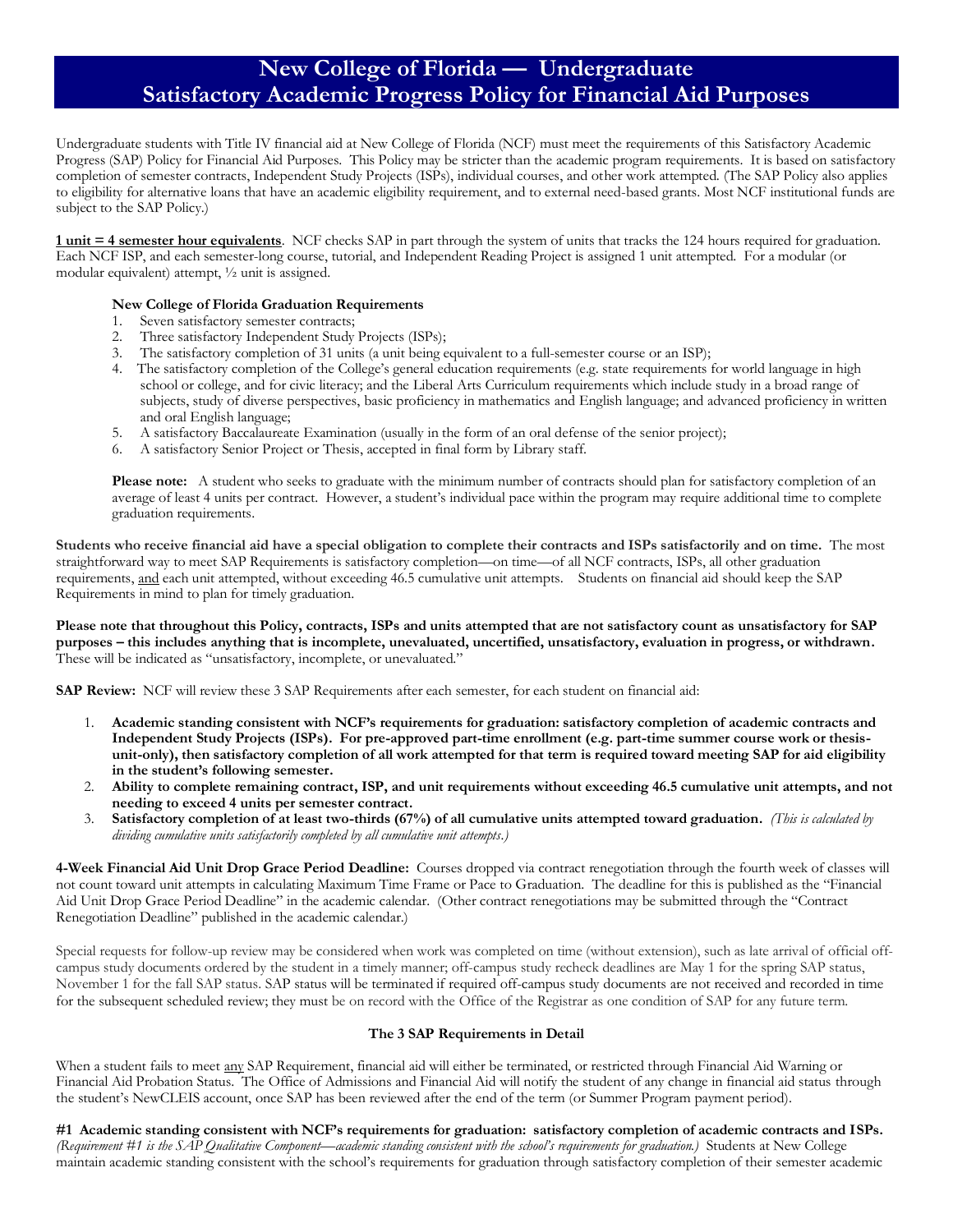# New College of Florida — Undergraduate Satisfactory Academic Progress Policy for Financial Aid Purposes

Undergraduate students with Title IV financial aid at New College of Florida (NCF) must meet the requirements of this Satisfactory Academic Progress (SAP) Policy for Financial Aid Purposes. This Policy may be stricter than the academic program requirements. It is based on satisfactory completion of semester contracts, Independent Study Projects (ISPs), individual courses, and other work attempted. (The SAP Policy also applies to eligibility for alternative loans that have an academic eligibility requirement, and to external need-based grants. Most NCF institutional funds are subject to the SAP Policy.)

**1 unit = 4 semester hour equivalents**. NCF checks SAP in part through the system of units that tracks the 124 hours required for graduation. Each NCF ISP, and each semester-long course, tutorial, and Independent Reading Project is assigned 1 unit attempted. For a modular (or modular equivalent) attempt, ½ unit is assigned.

**New College of Florida Graduation Requirements**

1. Seven satisfactory semester contracts;
2. Three satisfactory Independent Study Projects (ISPs);
3. The satisfactory completion of 31 units (a unit being equivalent to a full-semester course or an ISP);
4. The satisfactory completion of the College's general education requirements (e.g. state requirements for world language in high school or college, and for civic literacy; and the Liberal Arts Curriculum requirements which include study in a broad range of subjects, study of diverse perspectives, basic proficiency in mathematics and English language; and advanced proficiency in written and oral English language;
5. A satisfactory Baccalaureate Examination (usually in the form of an oral defense of the senior project);
6. A satisfactory Senior Project or Thesis, accepted in final form by Library staff.

**Please note:** A student who seeks to graduate with the minimum number of contracts should plan for satisfactory completion of an average of least 4 units per contract. However, a student's individual pace within the program may require additional time to complete graduation requirements.

**Students who receive financial aid have a special obligation to complete their contracts and ISPs satisfactorily and on time.** The most straightforward way to meet SAP Requirements is satisfactory completion—on time—of all NCF contracts, ISPs, all other graduation requirements, and each unit attempted, without exceeding 46.5 cumulative unit attempts. Students on financial aid should keep the SAP Requirements in mind to plan for timely graduation.

**Please note that throughout this Policy, contracts, ISPs and units attempted that are not satisfactory count as unsatisfactory for SAP purposes – this includes anything that is incomplete, unevaluated, uncertified, unsatisfactory, evaluation in progress, or withdrawn.** These will be indicated as "unsatisfactory, incomplete, or unevaluated."

**SAP Review:** NCF will review these 3 SAP Requirements after each semester, for each student on financial aid:

1. **Academic standing consistent with NCF's requirements for graduation: satisfactory completion of academic contracts and Independent Study Projects (ISPs). For pre-approved part-time enrollment (e.g. part-time summer course work or thesis-unit-only), then satisfactory completion of all work attempted for that term is required toward meeting SAP for aid eligibility in the student's following semester.**
2. **Ability to complete remaining contract, ISP, and unit requirements without exceeding 46.5 cumulative unit attempts, and not needing to exceed 4 units per semester contract.**
3. **Satisfactory completion of at least two-thirds (67%) of all cumulative units attempted toward graduation.** *(This is calculated by dividing cumulative units satisfactorily completed by all cumulative unit attempts.)*

**4-Week Financial Aid Unit Drop Grace Period Deadline:** Courses dropped via contract renegotiation through the fourth week of classes will not count toward unit attempts in calculating Maximum Time Frame or Pace to Graduation. The deadline for this is published as the "Financial Aid Unit Drop Grace Period Deadline" in the academic calendar. (Other contract renegotiations may be submitted through the "Contract Renegotiation Deadline" published in the academic calendar.)

Special requests for follow-up review may be considered when work was completed on time (without extension), such as late arrival of official off-campus study documents ordered by the student in a timely manner; off-campus study recheck deadlines are May 1 for the spring SAP status, November 1 for the fall SAP status. SAP status will be terminated if required off-campus study documents are not received and recorded in time for the subsequent scheduled review; they must be on record with the Office of the Registrar as one condition of SAP for any future term.

**The 3 SAP Requirements in Detail**

When a student fails to meet any SAP Requirement, financial aid will either be terminated, or restricted through Financial Aid Warning or Financial Aid Probation Status. The Office of Admissions and Financial Aid will notify the student of any change in financial aid status through the student's NewCLEIS account, once SAP has been reviewed after the end of the term (or Summer Program payment period).

**#1 Academic standing consistent with NCF's requirements for graduation: satisfactory completion of academic contracts and ISPs.** *(Requirement #1 is the SAP Qualitative Component—academic standing consistent with the school's requirements for graduation.)* Students at New College maintain academic standing consistent with the school's requirements for graduation through satisfactory completion of their semester academic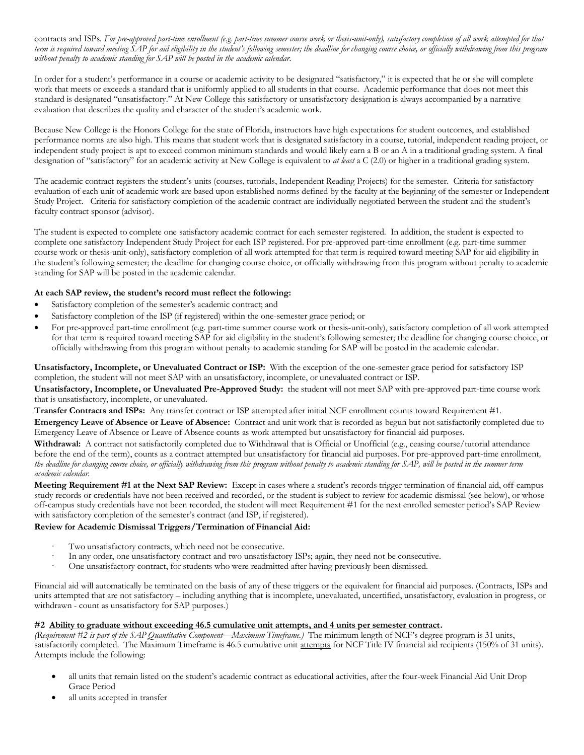contracts and ISPs. *For pre-approved part-time enrollment (e.g. part-time summer course work or thesis-unit-only), satisfactory completion of all work attempted for that term is required toward meeting SAP for aid eligibility in the student's following semester; the deadline for changing course choice, or officially withdrawing from this program without penalty to academic standing for SAP will be posted in the academic calendar.*

In order for a student's performance in a course or academic activity to be designated "satisfactory," it is expected that he or she will complete work that meets or exceeds a standard that is uniformly applied to all students in that course. Academic performance that does not meet this standard is designated "unsatisfactory." At New College this satisfactory or unsatisfactory designation is always accompanied by a narrative evaluation that describes the quality and character of the student's academic work.

Because New College is the Honors College for the state of Florida, instructors have high expectations for student outcomes, and established performance norms are also high. This means that student work that is designated satisfactory in a course, tutorial, independent reading project, or independent study project is apt to exceed common minimum standards and would likely earn a B or an A in a traditional grading system. A final designation of "satisfactory" for an academic activity at New College is equivalent to *at least* a C (2.0) or higher in a traditional grading system.

The academic contract registers the student's units (courses, tutorials, Independent Reading Projects) for the semester. Criteria for satisfactory evaluation of each unit of academic work are based upon established norms defined by the faculty at the beginning of the semester or Independent Study Project. Criteria for satisfactory completion of the academic contract are individually negotiated between the student and the student's faculty contract sponsor (advisor).

The student is expected to complete one satisfactory academic contract for each semester registered. In addition, the student is expected to complete one satisfactory Independent Study Project for each ISP registered. For pre-approved part-time enrollment (e.g. part-time summer course work or thesis-unit-only), satisfactory completion of all work attempted for that term is required toward meeting SAP for aid eligibility in the student's following semester; the deadline for changing course choice, or officially withdrawing from this program without penalty to academic standing for SAP will be posted in the academic calendar.

**At each SAP review, the student's record must reflect the following:**

- Satisfactory completion of the semester's academic contract; and
- Satisfactory completion of the ISP (if registered) within the one-semester grace period; or
- For pre-approved part-time enrollment (e.g. part-time summer course work or thesis-unit-only), satisfactory completion of all work attempted for that term is required toward meeting SAP for aid eligibility in the student's following semester; the deadline for changing course choice, or officially withdrawing from this program without penalty to academic standing for SAP will be posted in the academic calendar.

**Unsatisfactory, Incomplete, or Unevaluated Contract or ISP:** With the exception of the one-semester grace period for satisfactory ISP completion, the student will not meet SAP with an unsatisfactory, incomplete, or unevaluated contract or ISP.

**Unsatisfactory, Incomplete, or Unevaluated Pre-Approved Study:** the student will not meet SAP with pre-approved part-time course work that is unsatisfactory, incomplete, or unevaluated.

**Transfer Contracts and ISPs:** Any transfer contract or ISP attempted after initial NCF enrollment counts toward Requirement #1.

**Emergency Leave of Absence or Leave of Absence:** Contract and unit work that is recorded as begun but not satisfactorily completed due to Emergency Leave of Absence or Leave of Absence counts as work attempted but unsatisfactory for financial aid purposes.

**Withdrawal:** A contract not satisfactorily completed due to Withdrawal that is Official or Unofficial (e.g., ceasing course/tutorial attendance before the end of the term), counts as a contract attempted but unsatisfactory for financial aid purposes. For pre-approved part-time enrollment*, the deadline for changing course choice, or officially withdrawing from this program without penalty to academic standing for SAP, will be posted in the summer term academic calendar.*

**Meeting Requirement #1 at the Next SAP Review:** Except in cases where a student's records trigger termination of financial aid, off-campus study records or credentials have not been received and recorded, or the student is subject to review for academic dismissal (see below), or whose off-campus study credentials have not been recorded, the student will meet Requirement #1 for the next enrolled semester period's SAP Review with satisfactory completion of the semester's contract (and ISP, if registered).

**Review for Academic Dismissal Triggers/Termination of Financial Aid:**

- Two unsatisfactory contracts, which need not be consecutive.
- In any order, one unsatisfactory contract and two unsatisfactory ISPs; again, they need not be consecutive.
- One unsatisfactory contract, for students who were readmitted after having previously been dismissed.

Financial aid will automatically be terminated on the basis of any of these triggers or the equivalent for financial aid purposes. (Contracts, ISPs and units attempted that are not satisfactory – including anything that is incomplete, unevaluated, uncertified, unsatisfactory, evaluation in progress, or withdrawn - count as unsatisfactory for SAP purposes.)

**#2 <u>Ability to graduate without exceeding 46.5 cumulative unit attempts, and 4 units per semester contract</u>.**

*(Requirement #2 is part of the SAP Quantitative Component—Maximum Timeframe.)* The minimum length of NCF's degree program is 31 units, satisfactorily completed. The Maximum Timeframe is 46.5 cumulative unit <u>attempts</u> for NCF Title IV financial aid recipients (150% of 31 units). Attempts include the following:

- all units that remain listed on the student's academic contract as educational activities, after the four-week Financial Aid Unit Drop Grace Period
- all units accepted in transfer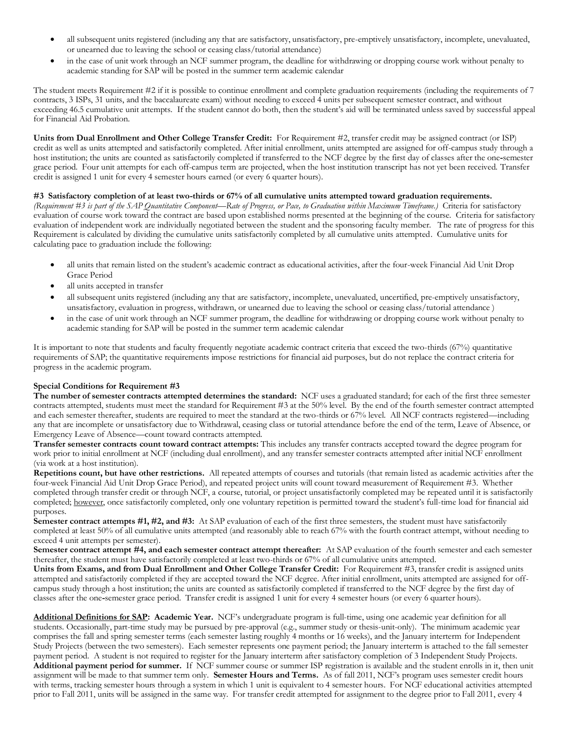- all subsequent units registered (including any that are satisfactory, unsatisfactory, pre-emptively unsatisfactory, incomplete, unevaluated, or unearned due to leaving the school or ceasing class/tutorial attendance)
- in the case of unit work through an NCF summer program, the deadline for withdrawing or dropping course work without penalty to academic standing for SAP will be posted in the summer term academic calendar

The student meets Requirement #2 if it is possible to continue enrollment and complete graduation requirements (including the requirements of 7 contracts, 3 ISPs, 31 units, and the baccalaureate exam) without needing to exceed 4 units per subsequent semester contract, and without exceeding 46.5 cumulative unit attempts. If the student cannot do both, then the student's aid will be terminated unless saved by successful appeal for Financial Aid Probation.

**Units from Dual Enrollment and Other College Transfer Credit:** For Requirement #2, transfer credit may be assigned contract (or ISP) credit as well as units attempted and satisfactorily completed. After initial enrollment, units attempted are assigned for off-campus study through a host institution; the units are counted as satisfactorily completed if transferred to the NCF degree by the first day of classes after the one-semester grace period. Four unit attempts for each off-campus term are projected, when the host institution transcript has not yet been received. Transfer credit is assigned 1 unit for every 4 semester hours earned (or every 6 quarter hours).

**#3 Satisfactory completion of at least two-thirds or 67% of all cumulative units attempted toward graduation requirements.**
*(Requirement #3 is part of the SAP Quantitative Component—Rate of Progress, or Pace, to Graduation within Maximum Timeframe.)* Criteria for satisfactory evaluation of course work toward the contract are based upon established norms presented at the beginning of the course. Criteria for satisfactory evaluation of independent work are individually negotiated between the student and the sponsoring faculty member. The rate of progress for this Requirement is calculated by dividing the cumulative units satisfactorily completed by all cumulative units attempted. Cumulative units for calculating pace to graduation include the following:

- all units that remain listed on the student's academic contract as educational activities, after the four-week Financial Aid Unit Drop Grace Period
- all units accepted in transfer
- all subsequent units registered (including any that are satisfactory, incomplete, unevaluated, uncertified, pre-emptively unsatisfactory, unsatisfactory, evaluation in progress, withdrawn, or unearned due to leaving the school or ceasing class/tutorial attendance )
- in the case of unit work through an NCF summer program, the deadline for withdrawing or dropping course work without penalty to academic standing for SAP will be posted in the summer term academic calendar

It is important to note that students and faculty frequently negotiate academic contract criteria that exceed the two-thirds (67%) quantitative requirements of SAP; the quantitative requirements impose restrictions for financial aid purposes, but do not replace the contract criteria for progress in the academic program.

**Special Conditions for Requirement #3**
**The number of semester contracts attempted determines the standard:** NCF uses a graduated standard; for each of the first three semester contracts attempted, students must meet the standard for Requirement #3 at the 50% level. By the end of the fourth semester contract attempted and each semester thereafter, students are required to meet the standard at the two-thirds or 67% level. All NCF contracts registered—including any that are incomplete or unsatisfactory due to Withdrawal, ceasing class or tutorial attendance before the end of the term, Leave of Absence, or Emergency Leave of Absence—count toward contracts attempted.
**Transfer semester contracts count toward contract attempts:** This includes any transfer contracts accepted toward the degree program for work prior to initial enrollment at NCF (including dual enrollment), and any transfer semester contracts attempted after initial NCF enrollment (via work at a host institution).
**Repetitions count, but have other restrictions.** All repeated attempts of courses and tutorials (that remain listed as academic activities after the four-week Financial Aid Unit Drop Grace Period), and repeated project units will count toward measurement of Requirement #3. Whether completed through transfer credit or through NCF, a course, tutorial, or project unsatisfactorily completed may be repeated until it is satisfactorily completed; <u>however</u>, once satisfactorily completed, only one voluntary repetition is permitted toward the student's full-time load for financial aid purposes.
**Semester contract attempts #1, #2, and #3:** At SAP evaluation of each of the first three semesters, the student must have satisfactorily completed at least 50% of all cumulative units attempted (and reasonably able to reach 67% with the fourth contract attempt, without needing to exceed 4 unit attempts per semester).
**Semester contract attempt #4, and each semester contract attempt thereafter:** At SAP evaluation of the fourth semester and each semester thereafter, the student must have satisfactorily completed at least two-thirds or 67% of all cumulative units attempted.
**Units from Exams, and from Dual Enrollment and Other College Transfer Credit:** For Requirement #3, transfer credit is assigned units attempted and satisfactorily completed if they are accepted toward the NCF degree. After initial enrollment, units attempted are assigned for off-campus study through a host institution; the units are counted as satisfactorily completed if transferred to the NCF degree by the first day of classes after the one-semester grace period. Transfer credit is assigned 1 unit for every 4 semester hours (or every 6 quarter hours).

**<u>Additional Definitions for SAP</u>: Academic Year.** NCF's undergraduate program is full-time, using one academic year definition for all students. Occasionally, part-time study may be pursued by pre-approval (e.g., summer study or thesis-unit-only). The minimum academic year comprises the fall and spring semester terms (each semester lasting roughly 4 months or 16 weeks), and the January interterm for Independent Study Projects (between the two semesters). Each semester represents one payment period; the January interterm is attached to the fall semester payment period. A student is not required to register for the January interterm after satisfactory completion of 3 Independent Study Projects. **Additional payment period for summer.** If NCF summer course or summer ISP registration is available and the student enrolls in it, then unit assignment will be made to that summer term only. **Semester Hours and Terms.** As of fall 2011, NCF's program uses semester credit hours with terms, tracking semester hours through a system in which 1 unit is equivalent to 4 semester hours. For NCF educational activities attempted prior to Fall 2011, units will be assigned in the same way. For transfer credit attempted for assignment to the degree prior to Fall 2011, every 4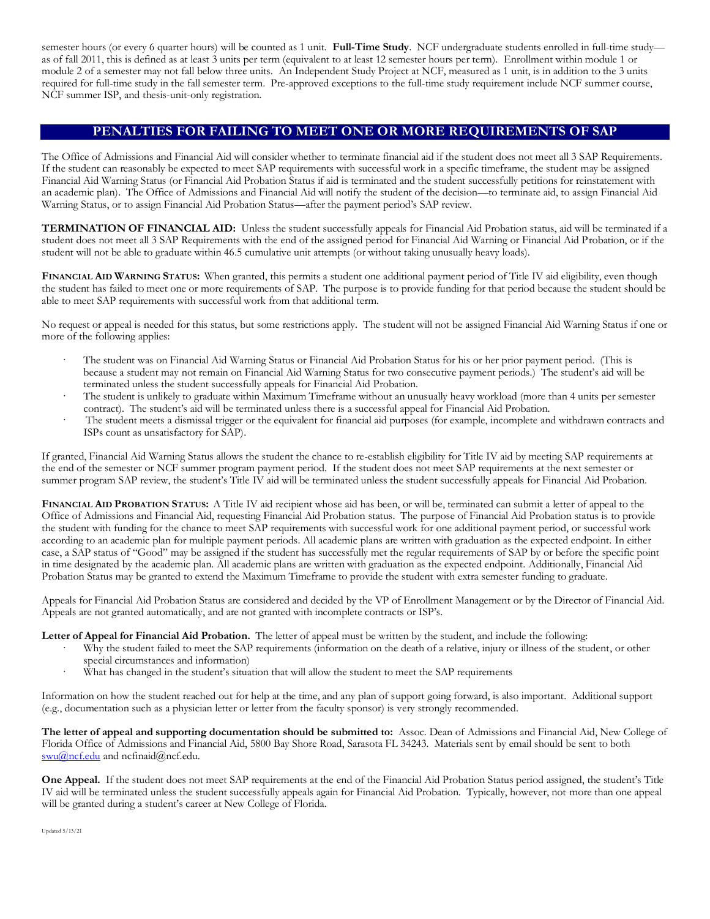semester hours (or every 6 quarter hours) will be counted as 1 unit. **Full-Time Study**. NCF undergraduate students enrolled in full-time study—as of fall 2011, this is defined as at least 3 units per term (equivalent to at least 12 semester hours per term). Enrollment within module 1 or module 2 of a semester may not fall below three units. An Independent Study Project at NCF, measured as 1 unit, is in addition to the 3 units required for full-time study in the fall semester term. Pre-approved exceptions to the full-time study requirement include NCF summer course, NCF summer ISP, and thesis-unit-only registration.

## PENALTIES FOR FAILING TO MEET ONE OR MORE REQUIREMENTS OF SAP

The Office of Admissions and Financial Aid will consider whether to terminate financial aid if the student does not meet all 3 SAP Requirements. If the student can reasonably be expected to meet SAP requirements with successful work in a specific timeframe, the student may be assigned Financial Aid Warning Status (or Financial Aid Probation Status if aid is terminated and the student successfully petitions for reinstatement with an academic plan). The Office of Admissions and Financial Aid will notify the student of the decision—to terminate aid, to assign Financial Aid Warning Status, or to assign Financial Aid Probation Status—after the payment period's SAP review.

**TERMINATION OF FINANCIAL AID:** Unless the student successfully appeals for Financial Aid Probation status, aid will be terminated if a student does not meet all 3 SAP Requirements with the end of the assigned period for Financial Aid Warning or Financial Aid Probation, or if the student will not be able to graduate within 46.5 cumulative unit attempts (or without taking unusually heavy loads).

**FINANCIAL AID WARNING STATUS:** When granted, this permits a student one additional payment period of Title IV aid eligibility, even though the student has failed to meet one or more requirements of SAP. The purpose is to provide funding for that period because the student should be able to meet SAP requirements with successful work from that additional term.

No request or appeal is needed for this status, but some restrictions apply. The student will not be assigned Financial Aid Warning Status if one or more of the following applies:

- The student was on Financial Aid Warning Status or Financial Aid Probation Status for his or her prior payment period. (This is because a student may not remain on Financial Aid Warning Status for two consecutive payment periods.) The student's aid will be terminated unless the student successfully appeals for Financial Aid Probation.
- The student is unlikely to graduate within Maximum Timeframe without an unusually heavy workload (more than 4 units per semester contract). The student's aid will be terminated unless there is a successful appeal for Financial Aid Probation.
- The student meets a dismissal trigger or the equivalent for financial aid purposes (for example, incomplete and withdrawn contracts and ISPs count as unsatisfactory for SAP).

If granted, Financial Aid Warning Status allows the student the chance to re-establish eligibility for Title IV aid by meeting SAP requirements at the end of the semester or NCF summer program payment period. If the student does not meet SAP requirements at the next semester or summer program SAP review, the student's Title IV aid will be terminated unless the student successfully appeals for Financial Aid Probation.

**FINANCIAL AID PROBATION STATUS:** A Title IV aid recipient whose aid has been, or will be, terminated can submit a letter of appeal to the Office of Admissions and Financial Aid, requesting Financial Aid Probation status. The purpose of Financial Aid Probation status is to provide the student with funding for the chance to meet SAP requirements with successful work for one additional payment period, or successful work according to an academic plan for multiple payment periods. All academic plans are written with graduation as the expected endpoint. In either case, a SAP status of "Good" may be assigned if the student has successfully met the regular requirements of SAP by or before the specific point in time designated by the academic plan. All academic plans are written with graduation as the expected endpoint. Additionally, Financial Aid Probation Status may be granted to extend the Maximum Timeframe to provide the student with extra semester funding to graduate.

Appeals for Financial Aid Probation Status are considered and decided by the VP of Enrollment Management or by the Director of Financial Aid. Appeals are not granted automatically, and are not granted with incomplete contracts or ISP's.

**Letter of Appeal for Financial Aid Probation.** The letter of appeal must be written by the student, and include the following:

- Why the student failed to meet the SAP requirements (information on the death of a relative, injury or illness of the student, or other special circumstances and information)
- What has changed in the student's situation that will allow the student to meet the SAP requirements

Information on how the student reached out for help at the time, and any plan of support going forward, is also important. Additional support (e.g., documentation such as a physician letter or letter from the faculty sponsor) is very strongly recommended.

**The letter of appeal and supporting documentation should be submitted to:** Assoc. Dean of Admissions and Financial Aid, New College of Florida Office of Admissions and Financial Aid, 5800 Bay Shore Road, Sarasota FL 34243. Materials sent by email should be sent to both swu@ncf.edu and ncfinaid@ncf.edu.

**One Appeal.** If the student does not meet SAP requirements at the end of the Financial Aid Probation Status period assigned, the student's Title IV aid will be terminated unless the student successfully appeals again for Financial Aid Probation. Typically, however, not more than one appeal will be granted during a student's career at New College of Florida.

Updated 5/13/21